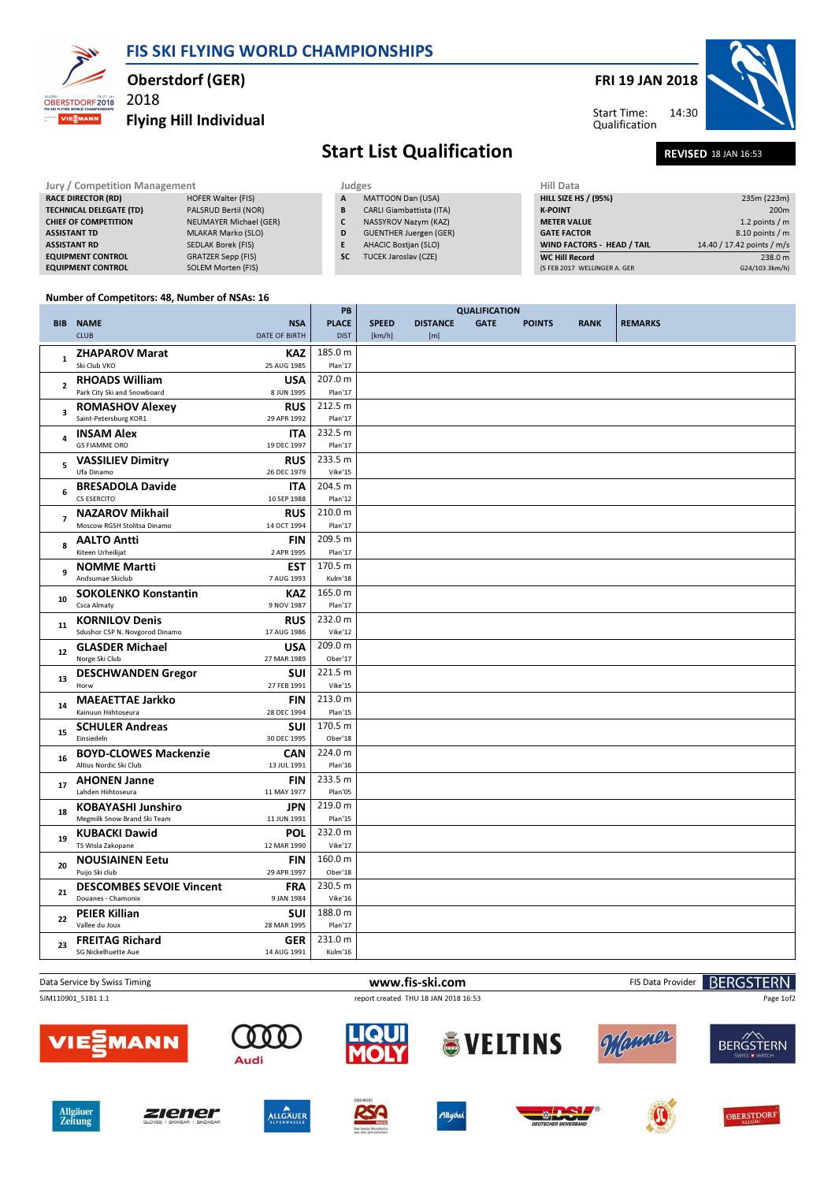# FIS SKI FLYING WORLD CHAMPIONSHIPS

## Oberstdorf (GER)
2018
**Flying Hill Individual**

**FRI 19 JAN 2018**

Start Time: 14:30
Qualification

# Start List Qualification

**REVISED** 18 JAN 16:53

| Jury / Competition Management | |
|---|---|
| RACE DIRECTOR (RD) | HOFER Walter (FIS) |
| TECHNICAL DELEGATE (TD) | PALSRUD Bertil (NOR) |
| CHIEF OF COMPETITION | NEUMAYER Michael (GER) |
| ASSISTANT TD | MLAKAR Marko (SLO) |
| ASSISTANT RD | SEDLAK Borek (FIS) |
| EQUIPMENT CONTROL | GRATZER Sepp (FIS) |
| EQUIPMENT CONTROL | SOLEM Morten (FIS) |

| Judges | |
|---|---|
| A | MATTOON Dan (USA) |
| B | CARLI Giambattista (ITA) |
| C | NASSYROV Nazym (KAZ) |
| D | GUENTHER Juergen (GER) |
| E | AHACIC Bostjan (SLO) |
| SC | TUCEK Jaroslav (CZE) |

| Hill Data | |
|---|---|
| HILL SIZE HS / (95%) | 235m (223m) |
| K-POINT | 200m |
| METER VALUE | 1.2 points / m |
| GATE FACTOR | 8.10 points / m |
| WIND FACTORS - HEAD / TAIL | 14.40 / 17.42 points / m/s |
| WC Hill Record | 238.0 m |
| (5 FEB 2017 WELLINGER A. GER | G24/103.3km/h) |

**Number of Competitors: 48, Number of NSAs: 16**

| BIB | NAME / CLUB | NSA / DATE OF BIRTH | PB PLACE DIST | SPEED [km/h] | DISTANCE [m] | GATE | POINTS | RANK | REMARKS |
|---|---|---|---|---|---|---|---|---|---|
| 1 | **ZHAPAROV Marat** Ski Club VKO | **KAZ** 25 AUG 1985 | 185.0 m Plan'17 | | | | | | |
| 2 | **RHOADS William** Park City Ski and Snowboard | **USA** 8 JUN 1995 | 207.0 m Plan'17 | | | | | | |
| 3 | **ROMASHOV Alexey** Saint-Petersburg KOR1 | **RUS** 29 APR 1992 | 212.5 m Plan'17 | | | | | | |
| 4 | **INSAM Alex** GS FIAMME ORO | **ITA** 19 DEC 1997 | 232.5 m Plan'17 | | | | | | |
| 5 | **VASSILIEV Dimitry** Ufa Dinamo | **RUS** 26 DEC 1979 | 233.5 m Vike'15 | | | | | | |
| 6 | **BRESADOLA Davide** CS ESERCITO | **ITA** 10 SEP 1988 | 204.5 m Plan'12 | | | | | | |
| 7 | **NAZAROV Mikhail** Moscow RGSH Stolitsa Dinamo | **RUS** 14 OCT 1994 | 210.0 m Plan'17 | | | | | | |
| 8 | **AALTO Antti** Kiteen Urheilijat | **FIN** 2 APR 1995 | 209.5 m Plan'17 | | | | | | |
| 9 | **NOMME Martti** Andsumae Skiclub | **EST** 7 AUG 1993 | 170.5 m Kulm'18 | | | | | | |
| 10 | **SOKOLENKO Konstantin** Csca Almaty | **KAZ** 9 NOV 1987 | 165.0 m Plan'17 | | | | | | |
| 11 | **KORNILOV Denis** Sdushor CSP N. Novgorod Dinamo | **RUS** 17 AUG 1986 | 232.0 m Vike'12 | | | | | | |
| 12 | **GLASDER Michael** Norge Ski Club | **USA** 27 MAR 1989 | 209.0 m Ober'17 | | | | | | |
| 13 | **DESCHWANDEN Gregor** Horw | **SUI** 27 FEB 1991 | 221.5 m Vike'15 | | | | | | |
| 14 | **MAEAETTAE Jarkko** Kainuun Hiihtoseura | **FIN** 28 DEC 1994 | 213.0 m Plan'15 | | | | | | |
| 15 | **SCHULER Andreas** Einsiedeln | **SUI** 30 DEC 1995 | 170.5 m Ober'18 | | | | | | |
| 16 | **BOYD-CLOWES Mackenzie** Altius Nordic Ski Club | **CAN** 13 JUL 1991 | 224.0 m Plan'16 | | | | | | |
| 17 | **AHONEN Janne** Lahden Hiihtoseura | **FIN** 11 MAY 1977 | 233.5 m Plan'05 | | | | | | |
| 18 | **KOBAYASHI Junshiro** Megmilk Snow Brand Ski Team | **JPN** 11 JUN 1991 | 219.0 m Plan'15 | | | | | | |
| 19 | **KUBACKI Dawid** TS Wisla Zakopane | **POL** 12 MAR 1990 | 232.0 m Vike'17 | | | | | | |
| 20 | **NOUSIAINEN Eetu** Puijo Ski club | **FIN** 29 APR 1997 | 160.0 m Ober'18 | | | | | | |
| 21 | **DESCOMBES SEVOIE Vincent** Douanes - Chamonix | **FRA** 9 JAN 1984 | 230.5 m Vike'16 | | | | | | |
| 22 | **PEIER Killian** Vallee du Joux | **SUI** 28 MAR 1995 | 188.0 m Plan'17 | | | | | | |
| 23 | **FREITAG Richard** SG Nickelhuette Aue | **GER** 14 AUG 1991 | 231.0 m Kulm'16 | | | | | | |

Data Service by Swiss Timing | www.fis-ski.com | FIS Data Provider BERGSTERN

SJM110901_51B1 1.1 | report created THU 18 JAN 2018 16:53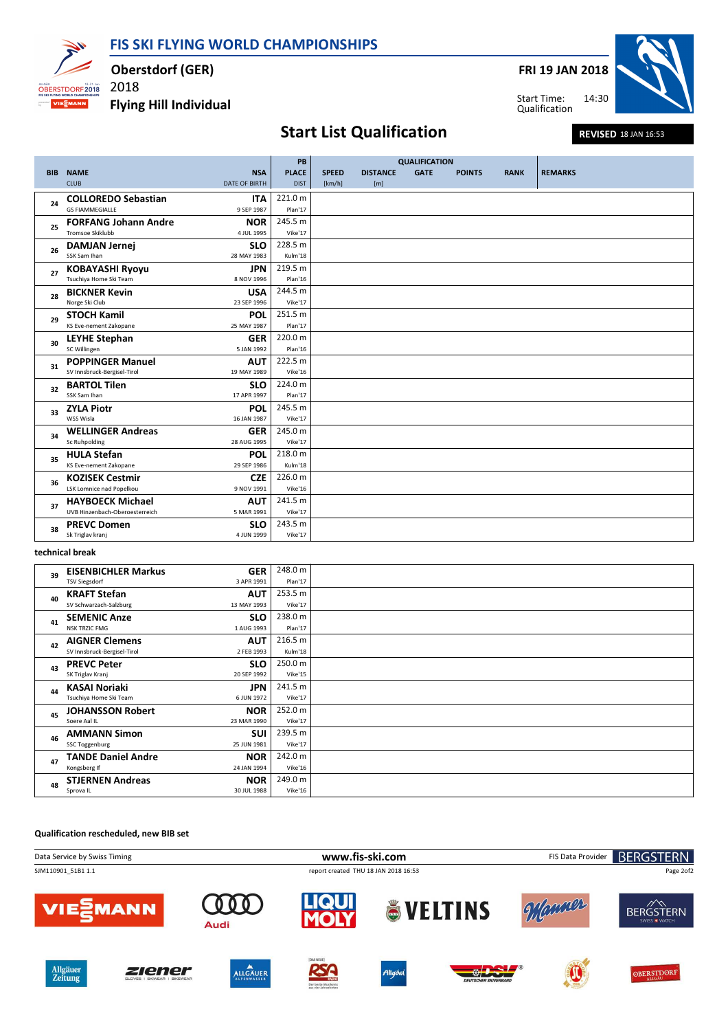# FIS SKI FLYING WORLD CHAMPIONSHIPS

**Oberstdorf (GER)**
2018
**Flying Hill Individual**

**FRI 19 JAN 2018**
Start Time: 14:30
Qualification

## Start List Qualification

**REVISED** 18 JAN 16:53

| BIB | NAME / CLUB | NSA / DATE OF BIRTH | PB PLACE / DIST | SPEED [km/h] | DISTANCE [m] | GATE | POINTS | RANK | REMARKS |
|---|---|---|---|---|---|---|---|---|---|
| 24 | **COLLOREDO Sebastian** GS FIAMMEGIALLE | **ITA** 9 SEP 1987 | 221.0 m Plan'17 | | | | | | |
| 25 | **FORFANG Johann Andre** Tromsoe Skiklubb | **NOR** 4 JUL 1995 | 245.5 m Vike'17 | | | | | | |
| 26 | **DAMJAN Jernej** SSK Sam Ihan | **SLO** 28 MAY 1983 | 228.5 m Kulm'18 | | | | | | |
| 27 | **KOBAYASHI Ryoyu** Tsuchiya Home Ski Team | **JPN** 8 NOV 1996 | 219.5 m Plan'16 | | | | | | |
| 28 | **BICKNER Kevin** Norge Ski Club | **USA** 23 SEP 1996 | 244.5 m Vike'17 | | | | | | |
| 29 | **STOCH Kamil** KS Eve-nement Zakopane | **POL** 25 MAY 1987 | 251.5 m Plan'17 | | | | | | |
| 30 | **LEYHE Stephan** SC Willingen | **GER** 5 JAN 1992 | 220.0 m Plan'16 | | | | | | |
| 31 | **POPPINGER Manuel** SV Innsbruck-Bergisel-Tirol | **AUT** 19 MAY 1989 | 222.5 m Vike'16 | | | | | | |
| 32 | **BARTOL Tilen** SSK Sam Ihan | **SLO** 17 APR 1997 | 224.0 m Plan'17 | | | | | | |
| 33 | **ZYLA Piotr** WSS Wisla | **POL** 16 JAN 1987 | 245.5 m Vike'17 | | | | | | |
| 34 | **WELLINGER Andreas** Sc Ruhpolding | **GER** 28 AUG 1995 | 245.0 m Vike'17 | | | | | | |
| 35 | **HULA Stefan** KS Eve-nement Zakopane | **POL** 29 SEP 1986 | 218.0 m Kulm'18 | | | | | | |
| 36 | **KOZISEK Cestmir** LSK Lomnice nad Popelkou | **CZE** 9 NOV 1991 | 226.0 m Vike'16 | | | | | | |
| 37 | **HAYBOECK Michael** UVB Hinzenbach-Oberoesterreich | **AUT** 5 MAR 1991 | 241.5 m Vike'17 | | | | | | |
| 38 | **PREVC Domen** Sk Triglav kranj | **SLO** 4 JUN 1999 | 243.5 m Vike'17 | | | | | | |

**technical break**

| BIB | NAME / CLUB | NSA / DATE OF BIRTH | PB PLACE / DIST | SPEED [km/h] | DISTANCE [m] | GATE | POINTS | RANK | REMARKS |
|---|---|---|---|---|---|---|---|---|---|
| 39 | **EISENBICHLER Markus** TSV Siegsdorf | **GER** 3 APR 1991 | 248.0 m Plan'17 | | | | | | |
| 40 | **KRAFT Stefan** SV Schwarzach-Salzburg | **AUT** 13 MAY 1993 | 253.5 m Vike'17 | | | | | | |
| 41 | **SEMENIC Anze** NSK TRZIC FMG | **SLO** 1 AUG 1993 | 238.0 m Plan'17 | | | | | | |
| 42 | **AIGNER Clemens** SV Innsbruck-Bergisel-Tirol | **AUT** 2 FEB 1993 | 216.5 m Kulm'18 | | | | | | |
| 43 | **PREVC Peter** SK Triglav Kranj | **SLO** 20 SEP 1992 | 250.0 m Vike'15 | | | | | | |
| 44 | **KASAI Noriaki** Tsuchiya Home Ski Team | **JPN** 6 JUN 1972 | 241.5 m Vike'17 | | | | | | |
| 45 | **JOHANSSON Robert** Soere Aal IL | **NOR** 23 MAR 1990 | 252.0 m Vike'17 | | | | | | |
| 46 | **AMMANN Simon** SSC Toggenburg | **SUI** 25 JUN 1981 | 239.5 m Vike'17 | | | | | | |
| 47 | **TANDE Daniel Andre** Kongsberg If | **NOR** 24 JAN 1994 | 242.0 m Vike'16 | | | | | | |
| 48 | **STJERNEN Andreas** Sprova IL | **NOR** 30 JUL 1988 | 249.0 m Vike'16 | | | | | | |

**Qualification rescheduled, new BIB set**

Data Service by Swiss Timing — www.fis-ski.com — FIS Data Provider BERGSTERN

SJM110901_51B1 1.1 — report created THU 18 JAN 2018 16:53